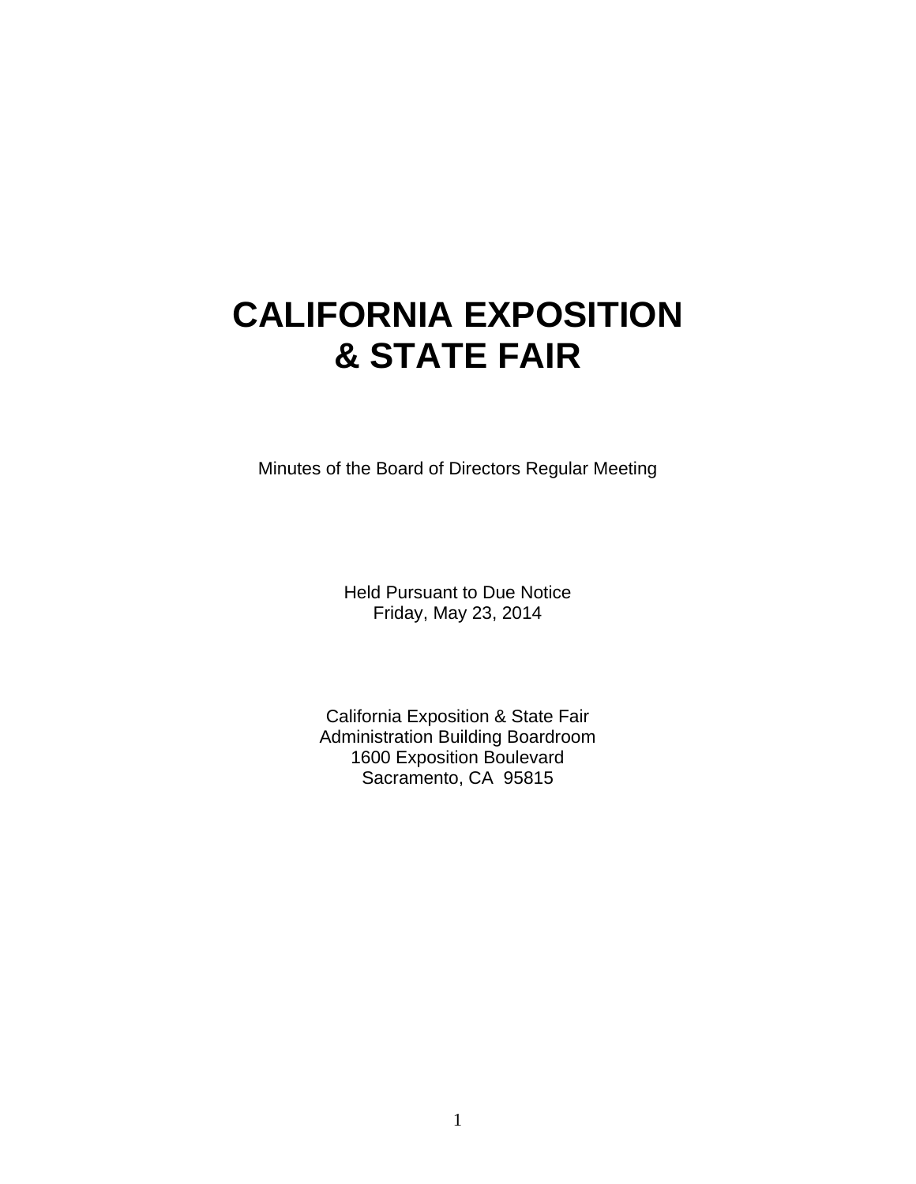# CALIFORNIA EXPOSITION & STATE FAIR

Minutes of the Board of Directors Regular Meeting

Held Pursuant to Due Notice
Friday, May 23, 2014

California Exposition & State Fair
Administration Building Boardroom
1600 Exposition Boulevard
Sacramento, CA 95815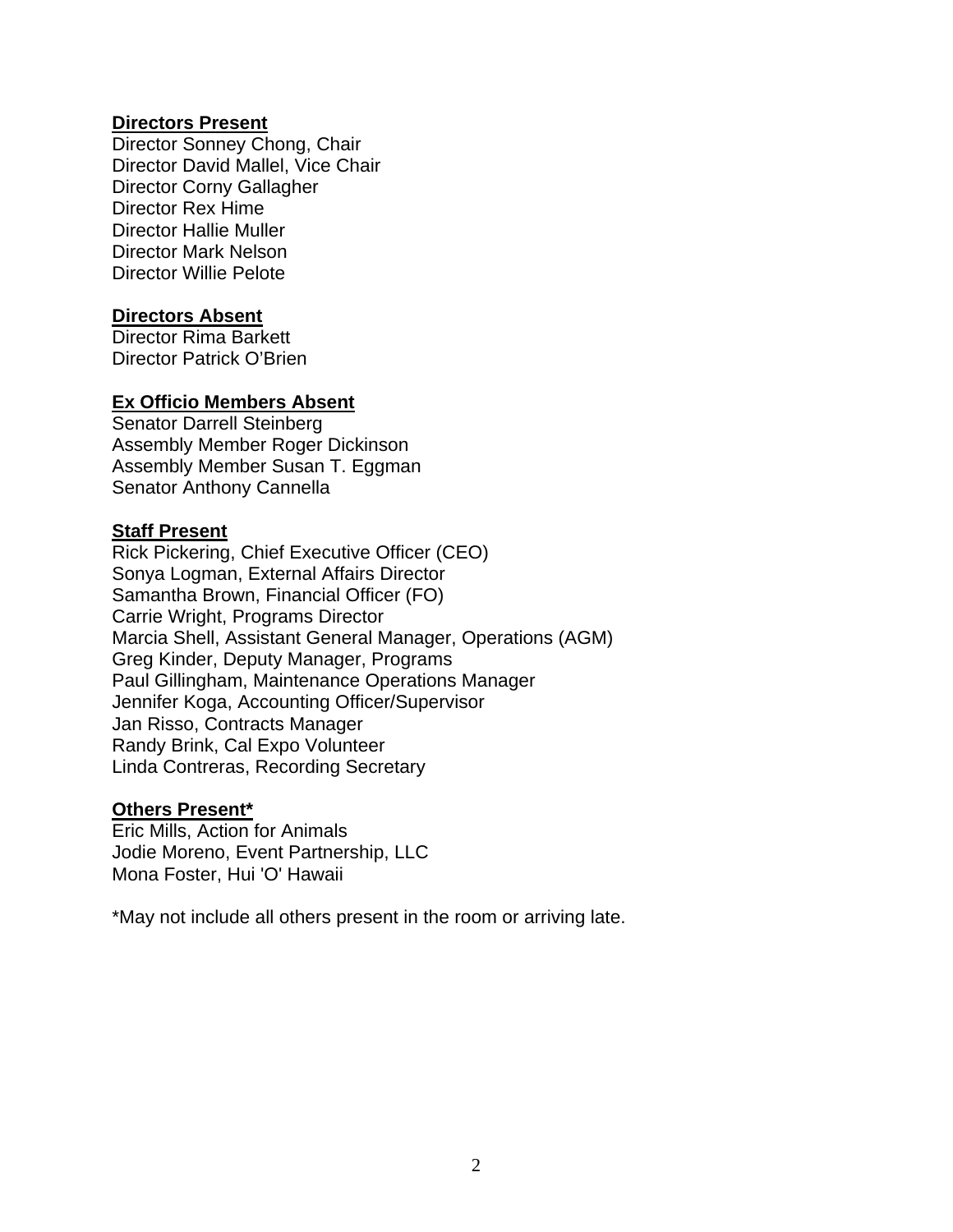**Directors Present**

Director Sonney Chong, Chair
Director David Mallel, Vice Chair
Director Corny Gallagher
Director Rex Hime
Director Hallie Muller
Director Mark Nelson
Director Willie Pelote

**Directors Absent**

Director Rima Barkett
Director Patrick O'Brien

**Ex Officio Members Absent**

Senator Darrell Steinberg
Assembly Member Roger Dickinson
Assembly Member Susan T. Eggman
Senator Anthony Cannella

**Staff Present**

Rick Pickering, Chief Executive Officer (CEO)
Sonya Logman, External Affairs Director
Samantha Brown, Financial Officer (FO)
Carrie Wright, Programs Director
Marcia Shell, Assistant General Manager, Operations (AGM)
Greg Kinder, Deputy Manager, Programs
Paul Gillingham, Maintenance Operations Manager
Jennifer Koga, Accounting Officer/Supervisor
Jan Risso, Contracts Manager
Randy Brink, Cal Expo Volunteer
Linda Contreras, Recording Secretary

**Others Present***

Eric Mills, Action for Animals
Jodie Moreno, Event Partnership, LLC
Mona Foster, Hui 'O' Hawaii

*May not include all others present in the room or arriving late.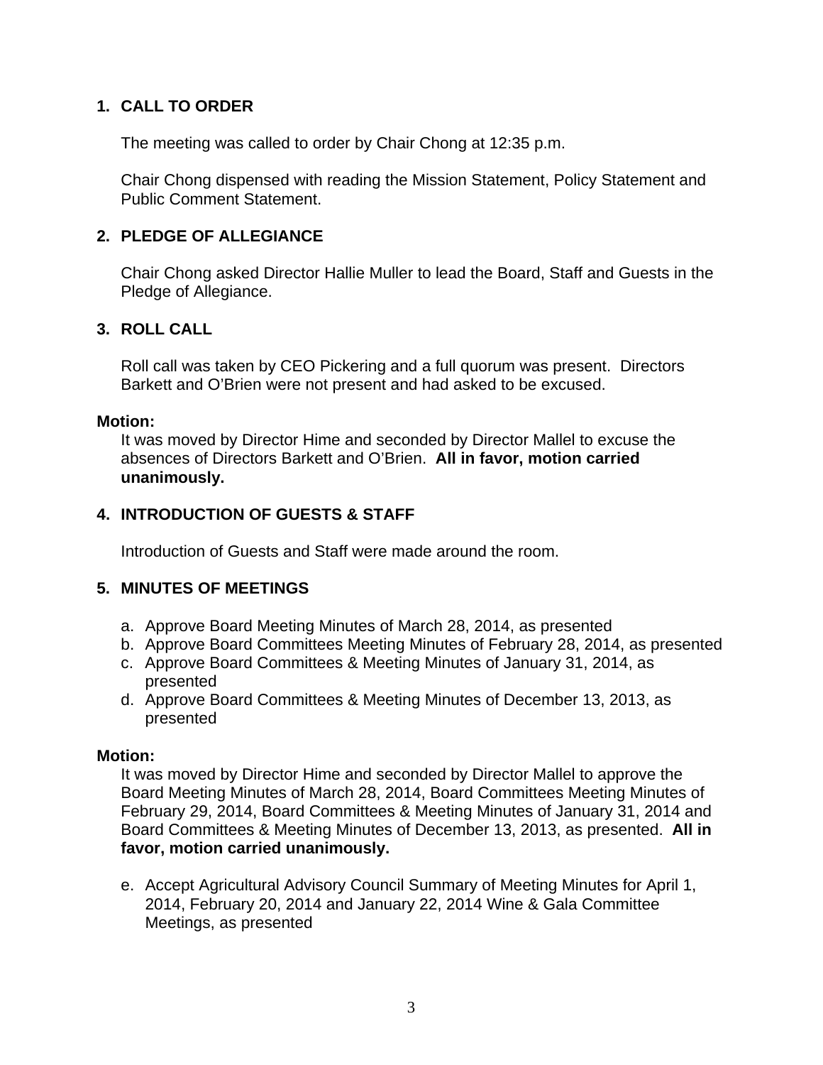## 1. CALL TO ORDER

The meeting was called to order by Chair Chong at 12:35 p.m.

Chair Chong dispensed with reading the Mission Statement, Policy Statement and Public Comment Statement.

## 2. PLEDGE OF ALLEGIANCE

Chair Chong asked Director Hallie Muller to lead the Board, Staff and Guests in the Pledge of Allegiance.

## 3. ROLL CALL

Roll call was taken by CEO Pickering and a full quorum was present. Directors Barkett and O'Brien were not present and had asked to be excused.

**Motion:**

It was moved by Director Hime and seconded by Director Mallel to excuse the absences of Directors Barkett and O'Brien. **All in favor, motion carried unanimously.**

## 4. INTRODUCTION OF GUESTS & STAFF

Introduction of Guests and Staff were made around the room.

## 5. MINUTES OF MEETINGS

a. Approve Board Meeting Minutes of March 28, 2014, as presented
b. Approve Board Committees Meeting Minutes of February 28, 2014, as presented
c. Approve Board Committees & Meeting Minutes of January 31, 2014, as presented
d. Approve Board Committees & Meeting Minutes of December 13, 2013, as presented

**Motion:**

It was moved by Director Hime and seconded by Director Mallel to approve the Board Meeting Minutes of March 28, 2014, Board Committees Meeting Minutes of February 29, 2014, Board Committees & Meeting Minutes of January 31, 2014 and Board Committees & Meeting Minutes of December 13, 2013, as presented. **All in favor, motion carried unanimously.**

e. Accept Agricultural Advisory Council Summary of Meeting Minutes for April 1, 2014, February 20, 2014 and January 22, 2014 Wine & Gala Committee Meetings, as presented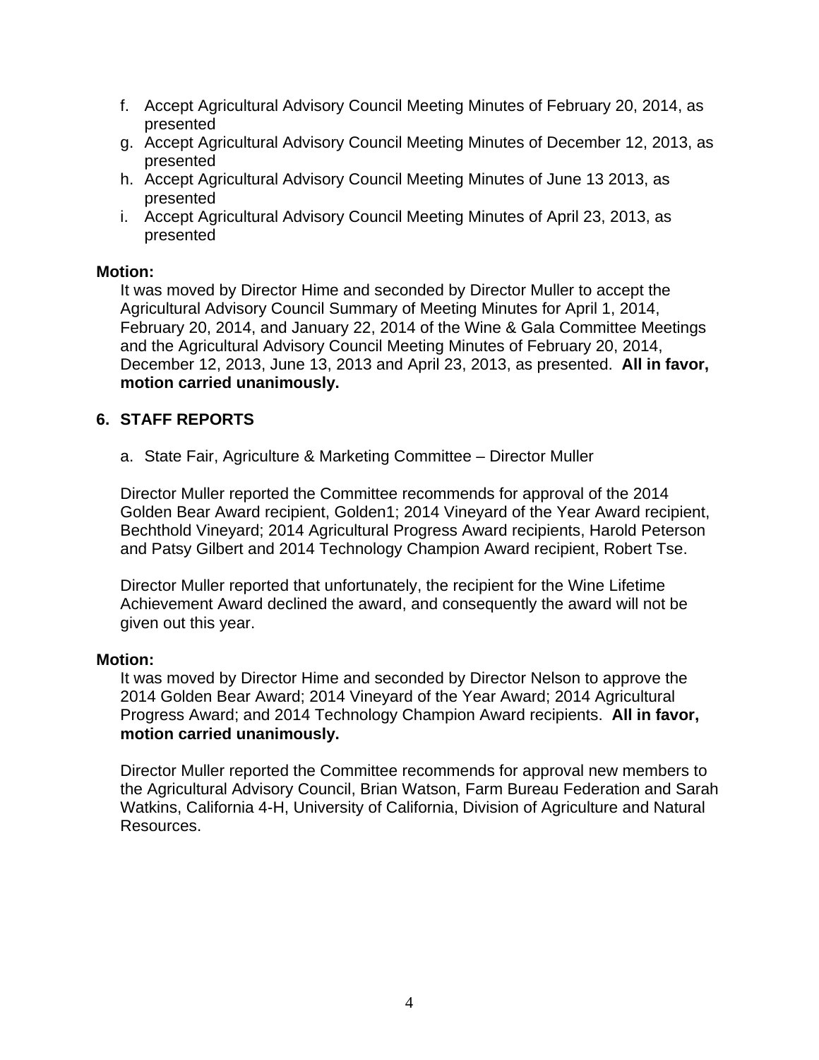f. Accept Agricultural Advisory Council Meeting Minutes of February 20, 2014, as presented
g. Accept Agricultural Advisory Council Meeting Minutes of December 12, 2013, as presented
h. Accept Agricultural Advisory Council Meeting Minutes of June 13 2013, as presented
i. Accept Agricultural Advisory Council Meeting Minutes of April 23, 2013, as presented

**Motion:**

It was moved by Director Hime and seconded by Director Muller to accept the Agricultural Advisory Council Summary of Meeting Minutes for April 1, 2014, February 20, 2014, and January 22, 2014 of the Wine & Gala Committee Meetings and the Agricultural Advisory Council Meeting Minutes of February 20, 2014, December 12, 2013, June 13, 2013 and April 23, 2013, as presented. **All in favor, motion carried unanimously.**

## 6. STAFF REPORTS

a. State Fair, Agriculture & Marketing Committee – Director Muller

Director Muller reported the Committee recommends for approval of the 2014 Golden Bear Award recipient, Golden1; 2014 Vineyard of the Year Award recipient, Bechthold Vineyard; 2014 Agricultural Progress Award recipients, Harold Peterson and Patsy Gilbert and 2014 Technology Champion Award recipient, Robert Tse.

Director Muller reported that unfortunately, the recipient for the Wine Lifetime Achievement Award declined the award, and consequently the award will not be given out this year.

**Motion:**

It was moved by Director Hime and seconded by Director Nelson to approve the 2014 Golden Bear Award; 2014 Vineyard of the Year Award; 2014 Agricultural Progress Award; and 2014 Technology Champion Award recipients. **All in favor, motion carried unanimously.**

Director Muller reported the Committee recommends for approval new members to the Agricultural Advisory Council, Brian Watson, Farm Bureau Federation and Sarah Watkins, California 4-H, University of California, Division of Agriculture and Natural Resources.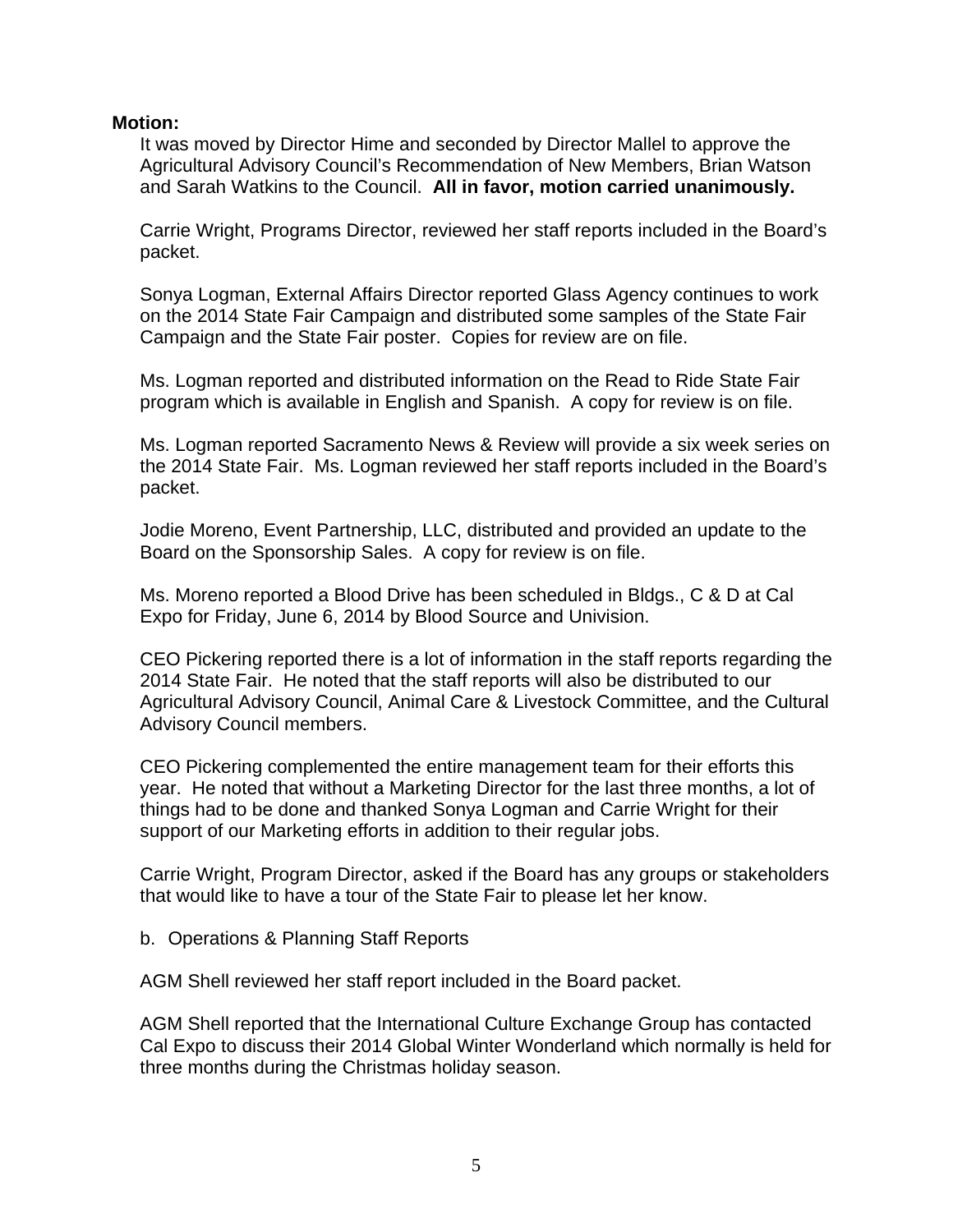**Motion:**

It was moved by Director Hime and seconded by Director Mallel to approve the Agricultural Advisory Council's Recommendation of New Members, Brian Watson and Sarah Watkins to the Council. **All in favor, motion carried unanimously.**

Carrie Wright, Programs Director, reviewed her staff reports included in the Board's packet.

Sonya Logman, External Affairs Director reported Glass Agency continues to work on the 2014 State Fair Campaign and distributed some samples of the State Fair Campaign and the State Fair poster. Copies for review are on file.

Ms. Logman reported and distributed information on the Read to Ride State Fair program which is available in English and Spanish. A copy for review is on file.

Ms. Logman reported Sacramento News & Review will provide a six week series on the 2014 State Fair. Ms. Logman reviewed her staff reports included in the Board's packet.

Jodie Moreno, Event Partnership, LLC, distributed and provided an update to the Board on the Sponsorship Sales. A copy for review is on file.

Ms. Moreno reported a Blood Drive has been scheduled in Bldgs., C & D at Cal Expo for Friday, June 6, 2014 by Blood Source and Univision.

CEO Pickering reported there is a lot of information in the staff reports regarding the 2014 State Fair. He noted that the staff reports will also be distributed to our Agricultural Advisory Council, Animal Care & Livestock Committee, and the Cultural Advisory Council members.

CEO Pickering complemented the entire management team for their efforts this year. He noted that without a Marketing Director for the last three months, a lot of things had to be done and thanked Sonya Logman and Carrie Wright for their support of our Marketing efforts in addition to their regular jobs.

Carrie Wright, Program Director, asked if the Board has any groups or stakeholders that would like to have a tour of the State Fair to please let her know.

b. Operations & Planning Staff Reports

AGM Shell reviewed her staff report included in the Board packet.

AGM Shell reported that the International Culture Exchange Group has contacted Cal Expo to discuss their 2014 Global Winter Wonderland which normally is held for three months during the Christmas holiday season.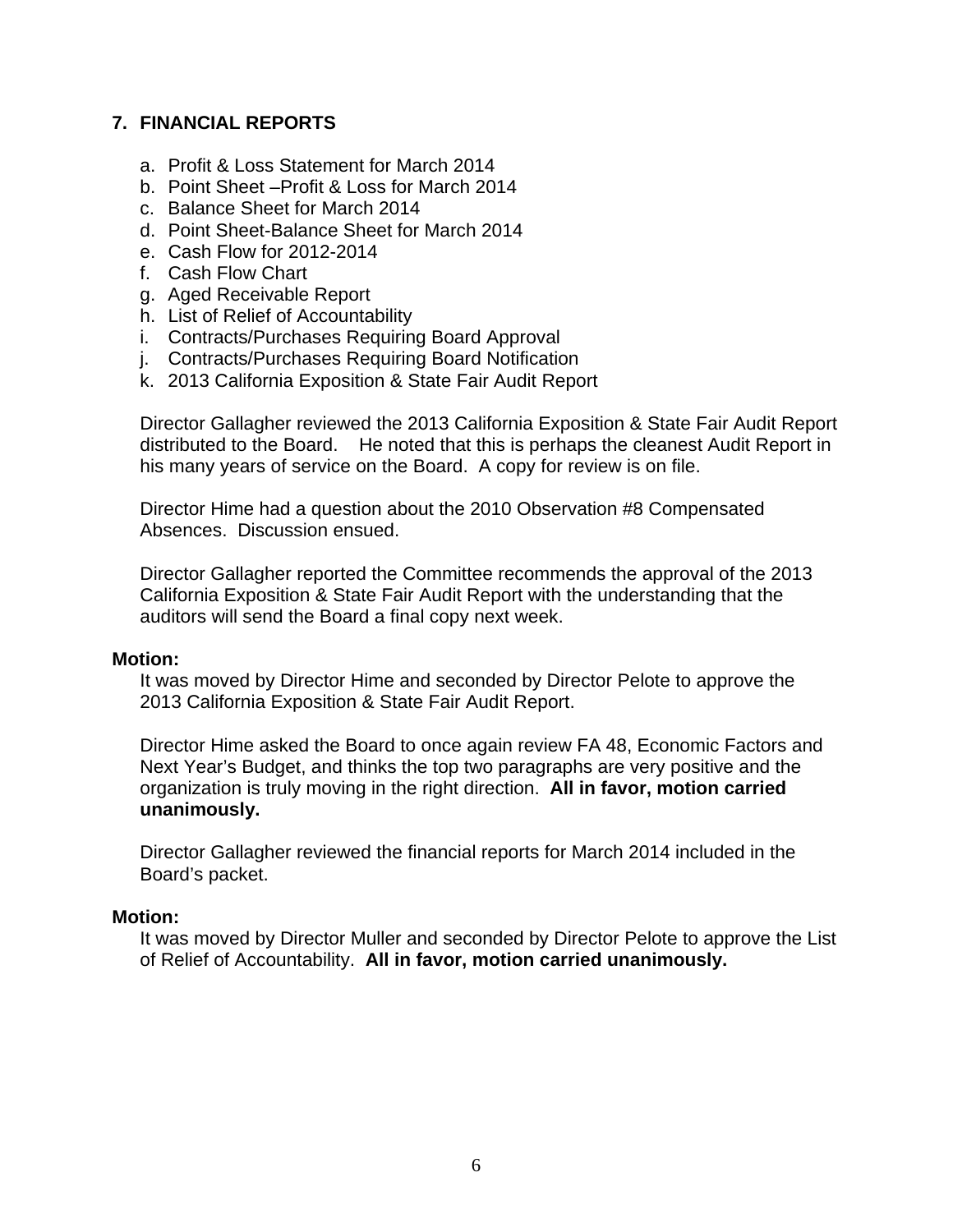## 7. FINANCIAL REPORTS

a. Profit & Loss Statement for March 2014
b. Point Sheet –Profit & Loss for March 2014
c. Balance Sheet for March 2014
d. Point Sheet-Balance Sheet for March 2014
e. Cash Flow for 2012-2014
f. Cash Flow Chart
g. Aged Receivable Report
h. List of Relief of Accountability
i. Contracts/Purchases Requiring Board Approval
j. Contracts/Purchases Requiring Board Notification
k. 2013 California Exposition & State Fair Audit Report

Director Gallagher reviewed the 2013 California Exposition & State Fair Audit Report distributed to the Board. He noted that this is perhaps the cleanest Audit Report in his many years of service on the Board. A copy for review is on file.

Director Hime had a question about the 2010 Observation #8 Compensated Absences. Discussion ensued.

Director Gallagher reported the Committee recommends the approval of the 2013 California Exposition & State Fair Audit Report with the understanding that the auditors will send the Board a final copy next week.

**Motion:**

It was moved by Director Hime and seconded by Director Pelote to approve the 2013 California Exposition & State Fair Audit Report.

Director Hime asked the Board to once again review FA 48, Economic Factors and Next Year's Budget, and thinks the top two paragraphs are very positive and the organization is truly moving in the right direction. **All in favor, motion carried unanimously.**

Director Gallagher reviewed the financial reports for March 2014 included in the Board's packet.

**Motion:**

It was moved by Director Muller and seconded by Director Pelote to approve the List of Relief of Accountability. **All in favor, motion carried unanimously.**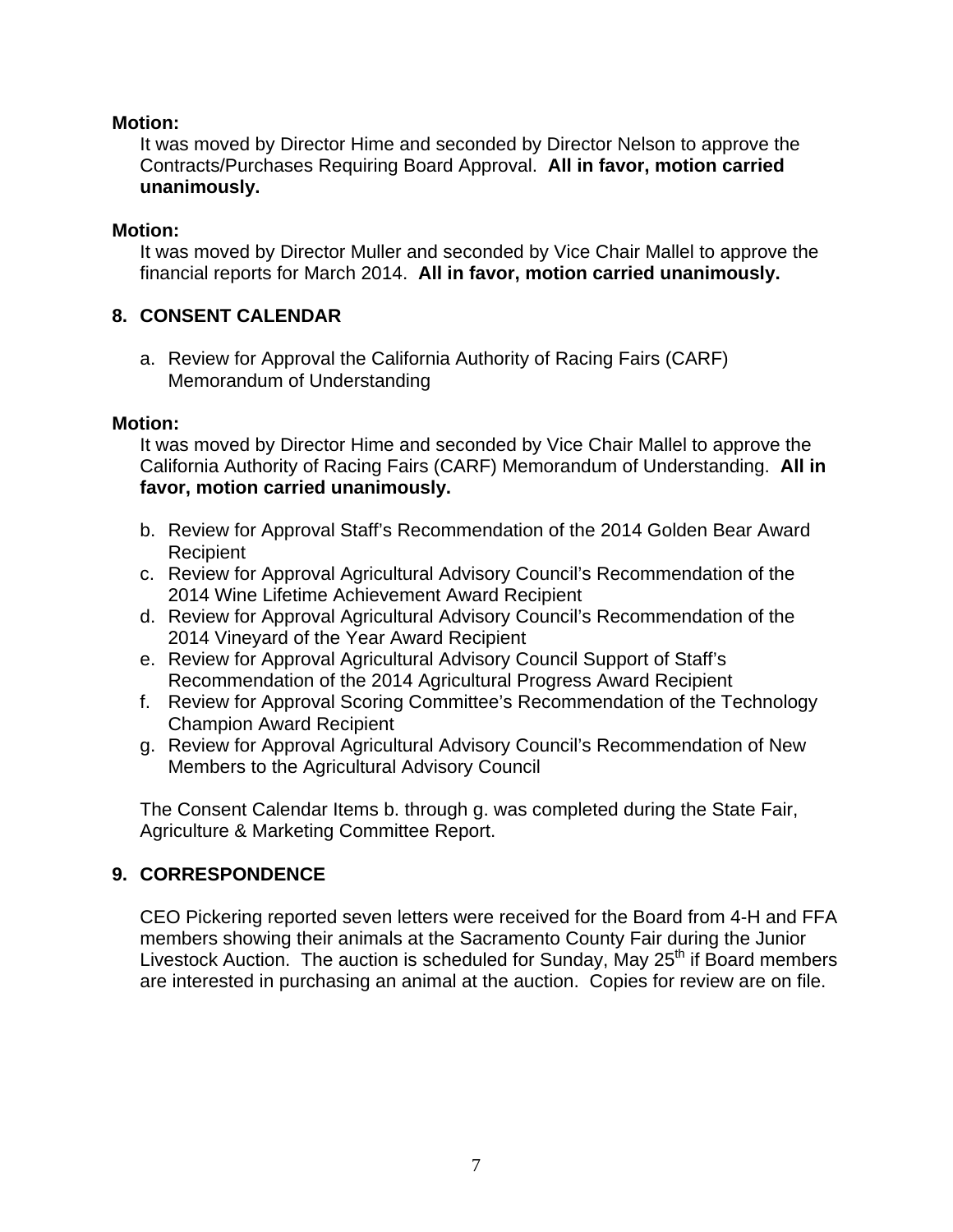**Motion:**

It was moved by Director Hime and seconded by Director Nelson to approve the Contracts/Purchases Requiring Board Approval. **All in favor, motion carried unanimously.**

**Motion:**

It was moved by Director Muller and seconded by Vice Chair Mallel to approve the financial reports for March 2014. **All in favor, motion carried unanimously.**

## 8. CONSENT CALENDAR

a. Review for Approval the California Authority of Racing Fairs (CARF) Memorandum of Understanding

**Motion:**

It was moved by Director Hime and seconded by Vice Chair Mallel to approve the California Authority of Racing Fairs (CARF) Memorandum of Understanding. **All in favor, motion carried unanimously.**

b. Review for Approval Staff's Recommendation of the 2014 Golden Bear Award Recipient
c. Review for Approval Agricultural Advisory Council's Recommendation of the 2014 Wine Lifetime Achievement Award Recipient
d. Review for Approval Agricultural Advisory Council's Recommendation of the 2014 Vineyard of the Year Award Recipient
e. Review for Approval Agricultural Advisory Council Support of Staff's Recommendation of the 2014 Agricultural Progress Award Recipient
f. Review for Approval Scoring Committee's Recommendation of the Technology Champion Award Recipient
g. Review for Approval Agricultural Advisory Council's Recommendation of New Members to the Agricultural Advisory Council

The Consent Calendar Items b. through g. was completed during the State Fair, Agriculture & Marketing Committee Report.

## 9. CORRESPONDENCE

CEO Pickering reported seven letters were received for the Board from 4-H and FFA members showing their animals at the Sacramento County Fair during the Junior Livestock Auction. The auction is scheduled for Sunday, May 25th if Board members are interested in purchasing an animal at the auction. Copies for review are on file.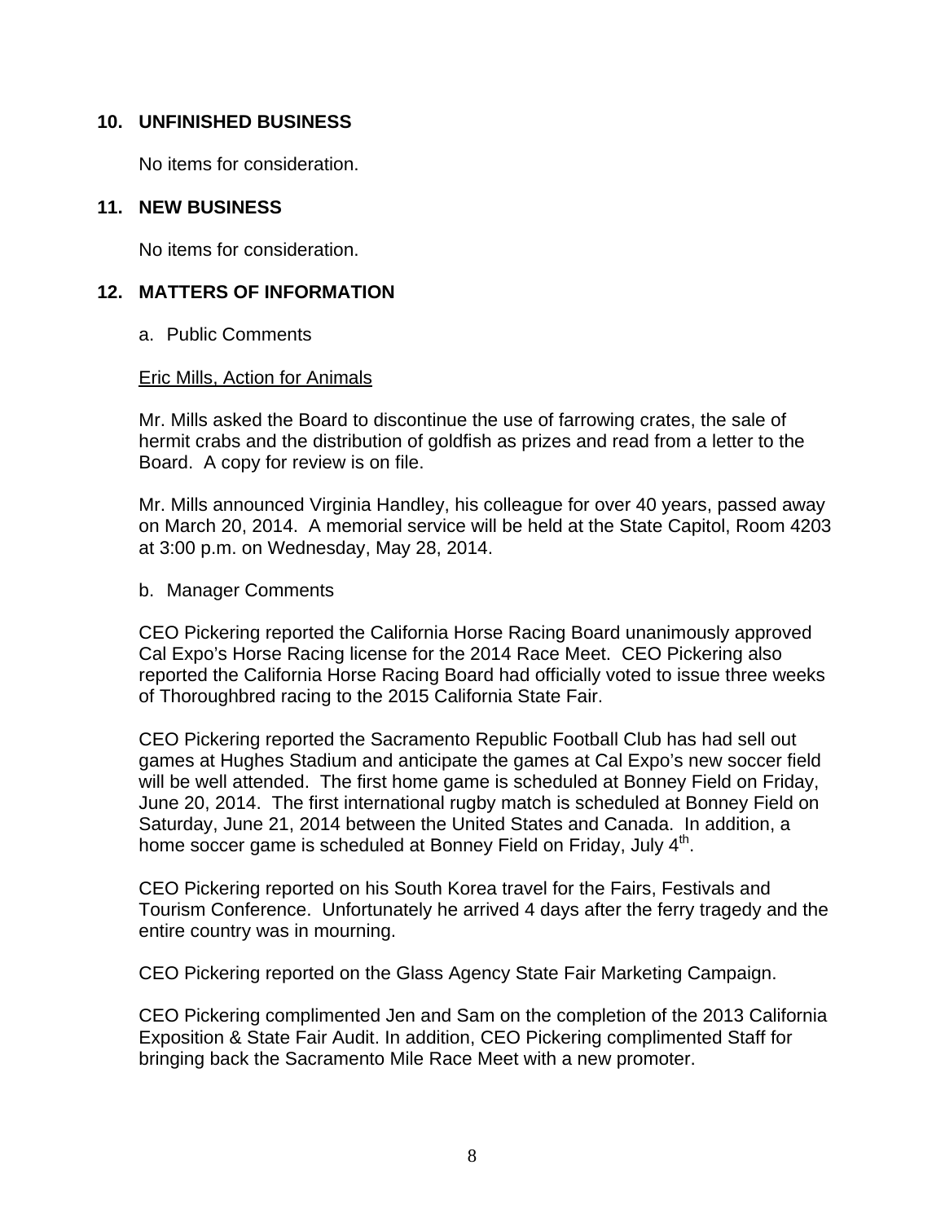## 10. UNFINISHED BUSINESS

No items for consideration.

## 11. NEW BUSINESS

No items for consideration.

## 12. MATTERS OF INFORMATION

a. Public Comments

Eric Mills, Action for Animals

Mr. Mills asked the Board to discontinue the use of farrowing crates, the sale of hermit crabs and the distribution of goldfish as prizes and read from a letter to the Board. A copy for review is on file.

Mr. Mills announced Virginia Handley, his colleague for over 40 years, passed away on March 20, 2014. A memorial service will be held at the State Capitol, Room 4203 at 3:00 p.m. on Wednesday, May 28, 2014.

b. Manager Comments

CEO Pickering reported the California Horse Racing Board unanimously approved Cal Expo's Horse Racing license for the 2014 Race Meet. CEO Pickering also reported the California Horse Racing Board had officially voted to issue three weeks of Thoroughbred racing to the 2015 California State Fair.

CEO Pickering reported the Sacramento Republic Football Club has had sell out games at Hughes Stadium and anticipate the games at Cal Expo's new soccer field will be well attended. The first home game is scheduled at Bonney Field on Friday, June 20, 2014. The first international rugby match is scheduled at Bonney Field on Saturday, June 21, 2014 between the United States and Canada. In addition, a home soccer game is scheduled at Bonney Field on Friday, July 4th.

CEO Pickering reported on his South Korea travel for the Fairs, Festivals and Tourism Conference. Unfortunately he arrived 4 days after the ferry tragedy and the entire country was in mourning.

CEO Pickering reported on the Glass Agency State Fair Marketing Campaign.

CEO Pickering complimented Jen and Sam on the completion of the 2013 California Exposition & State Fair Audit. In addition, CEO Pickering complimented Staff for bringing back the Sacramento Mile Race Meet with a new promoter.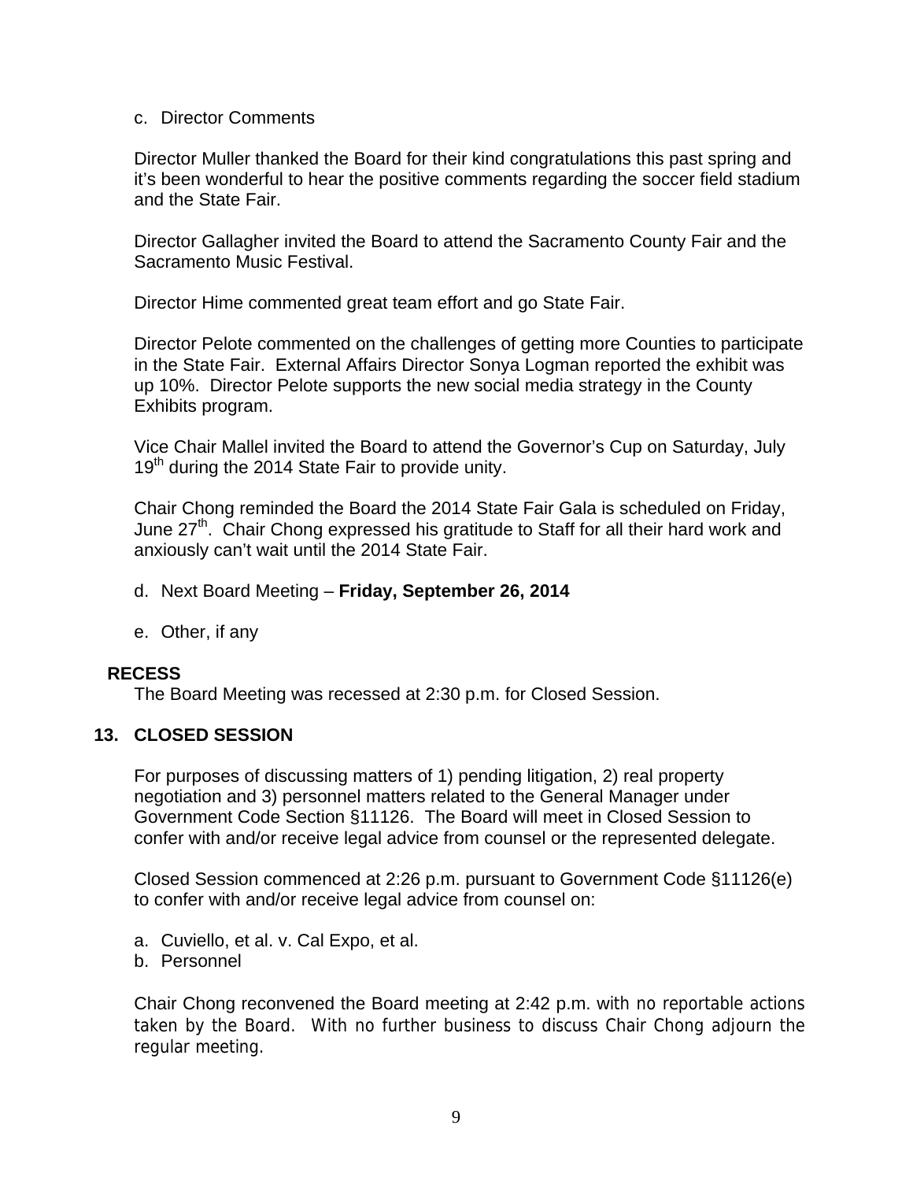c. Director Comments

Director Muller thanked the Board for their kind congratulations this past spring and it's been wonderful to hear the positive comments regarding the soccer field stadium and the State Fair.

Director Gallagher invited the Board to attend the Sacramento County Fair and the Sacramento Music Festival.

Director Hime commented great team effort and go State Fair.

Director Pelote commented on the challenges of getting more Counties to participate in the State Fair. External Affairs Director Sonya Logman reported the exhibit was up 10%. Director Pelote supports the new social media strategy in the County Exhibits program.

Vice Chair Mallel invited the Board to attend the Governor's Cup on Saturday, July 19th during the 2014 State Fair to provide unity.

Chair Chong reminded the Board the 2014 State Fair Gala is scheduled on Friday, June 27th. Chair Chong expressed his gratitude to Staff for all their hard work and anxiously can't wait until the 2014 State Fair.

d. Next Board Meeting – **Friday, September 26, 2014**

e. Other, if any

**RECESS**

The Board Meeting was recessed at 2:30 p.m. for Closed Session.

**13. CLOSED SESSION**

For purposes of discussing matters of 1) pending litigation, 2) real property negotiation and 3) personnel matters related to the General Manager under Government Code Section §11126. The Board will meet in Closed Session to confer with and/or receive legal advice from counsel or the represented delegate.

Closed Session commenced at 2:26 p.m. pursuant to Government Code §11126(e) to confer with and/or receive legal advice from counsel on:

a. Cuviello, et al. v. Cal Expo, et al.
b. Personnel

Chair Chong reconvened the Board meeting at 2:42 p.m. with no reportable actions taken by the Board. With no further business to discuss Chair Chong adjourn the regular meeting.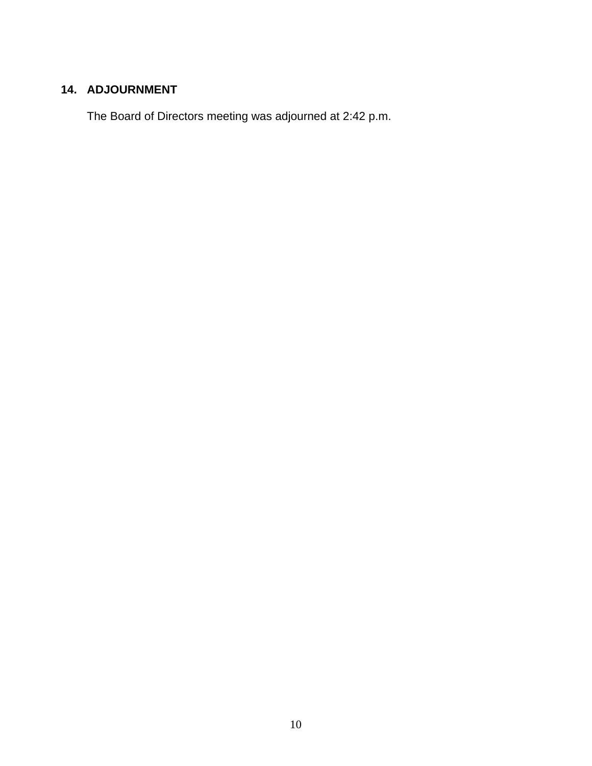## 14. ADJOURNMENT

The Board of Directors meeting was adjourned at 2:42 p.m.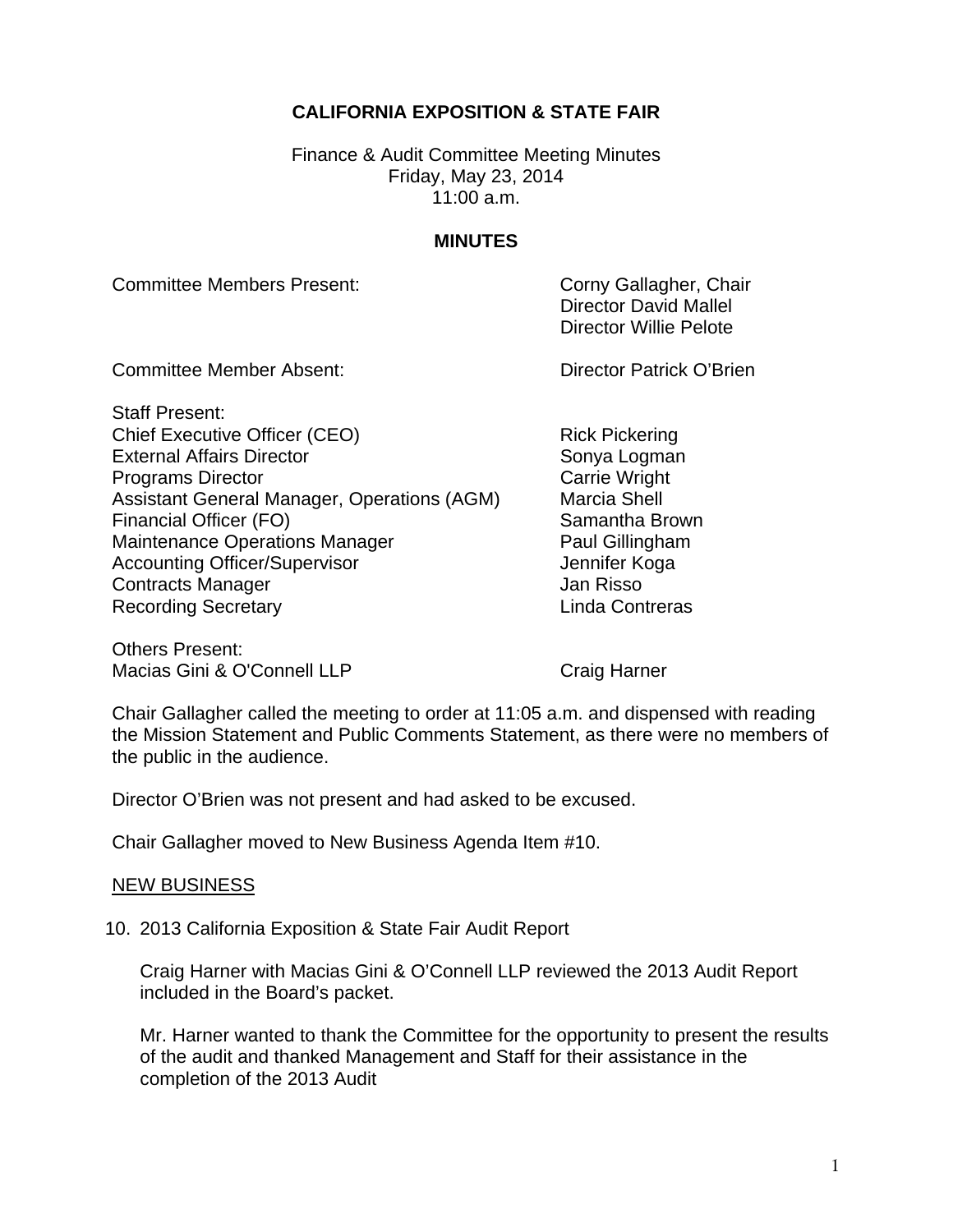**CALIFORNIA EXPOSITION & STATE FAIR**

Finance & Audit Committee Meeting Minutes
Friday, May 23, 2014
11:00 a.m.

**MINUTES**

| | |
|---|---|
| Committee Members Present: | Corny Gallagher, Chair<br>Director David Mallel<br>Director Willie Pelote |
| Committee Member Absent: | Director Patrick O'Brien |
| Staff Present: | |
| Chief Executive Officer (CEO) | Rick Pickering |
| External Affairs Director | Sonya Logman |
| Programs Director | Carrie Wright |
| Assistant General Manager, Operations (AGM) | Marcia Shell |
| Financial Officer (FO) | Samantha Brown |
| Maintenance Operations Manager | Paul Gillingham |
| Accounting Officer/Supervisor | Jennifer Koga |
| Contracts Manager | Jan Risso |
| Recording Secretary | Linda Contreras |
| Others Present: | |
| Macias Gini & O'Connell LLP | Craig Harner |

Chair Gallagher called the meeting to order at 11:05 a.m. and dispensed with reading the Mission Statement and Public Comments Statement, as there were no members of the public in the audience.

Director O'Brien was not present and had asked to be excused.

Chair Gallagher moved to New Business Agenda Item #10.

NEW BUSINESS

10. 2013 California Exposition & State Fair Audit Report

    Craig Harner with Macias Gini & O'Connell LLP reviewed the 2013 Audit Report included in the Board's packet.

    Mr. Harner wanted to thank the Committee for the opportunity to present the results of the audit and thanked Management and Staff for their assistance in the completion of the 2013 Audit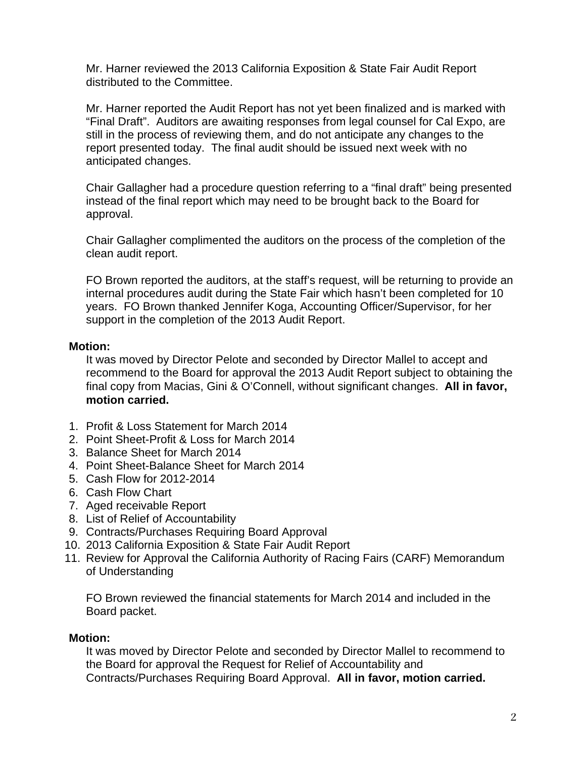Mr. Harner reviewed the 2013 California Exposition & State Fair Audit Report distributed to the Committee.

Mr. Harner reported the Audit Report has not yet been finalized and is marked with "Final Draft". Auditors are awaiting responses from legal counsel for Cal Expo, are still in the process of reviewing them, and do not anticipate any changes to the report presented today. The final audit should be issued next week with no anticipated changes.

Chair Gallagher had a procedure question referring to a "final draft" being presented instead of the final report which may need to be brought back to the Board for approval.

Chair Gallagher complimented the auditors on the process of the completion of the clean audit report.

FO Brown reported the auditors, at the staff's request, will be returning to provide an internal procedures audit during the State Fair which hasn't been completed for 10 years. FO Brown thanked Jennifer Koga, Accounting Officer/Supervisor, for her support in the completion of the 2013 Audit Report.

**Motion:**

It was moved by Director Pelote and seconded by Director Mallel to accept and recommend to the Board for approval the 2013 Audit Report subject to obtaining the final copy from Macias, Gini & O'Connell, without significant changes. **All in favor, motion carried.**

1. Profit & Loss Statement for March 2014
2. Point Sheet-Profit & Loss for March 2014
3. Balance Sheet for March 2014
4. Point Sheet-Balance Sheet for March 2014
5. Cash Flow for 2012-2014
6. Cash Flow Chart
7. Aged receivable Report
8. List of Relief of Accountability
9. Contracts/Purchases Requiring Board Approval
10. 2013 California Exposition & State Fair Audit Report
11. Review for Approval the California Authority of Racing Fairs (CARF) Memorandum of Understanding

FO Brown reviewed the financial statements for March 2014 and included in the Board packet.

**Motion:**

It was moved by Director Pelote and seconded by Director Mallel to recommend to the Board for approval the Request for Relief of Accountability and Contracts/Purchases Requiring Board Approval. **All in favor, motion carried.**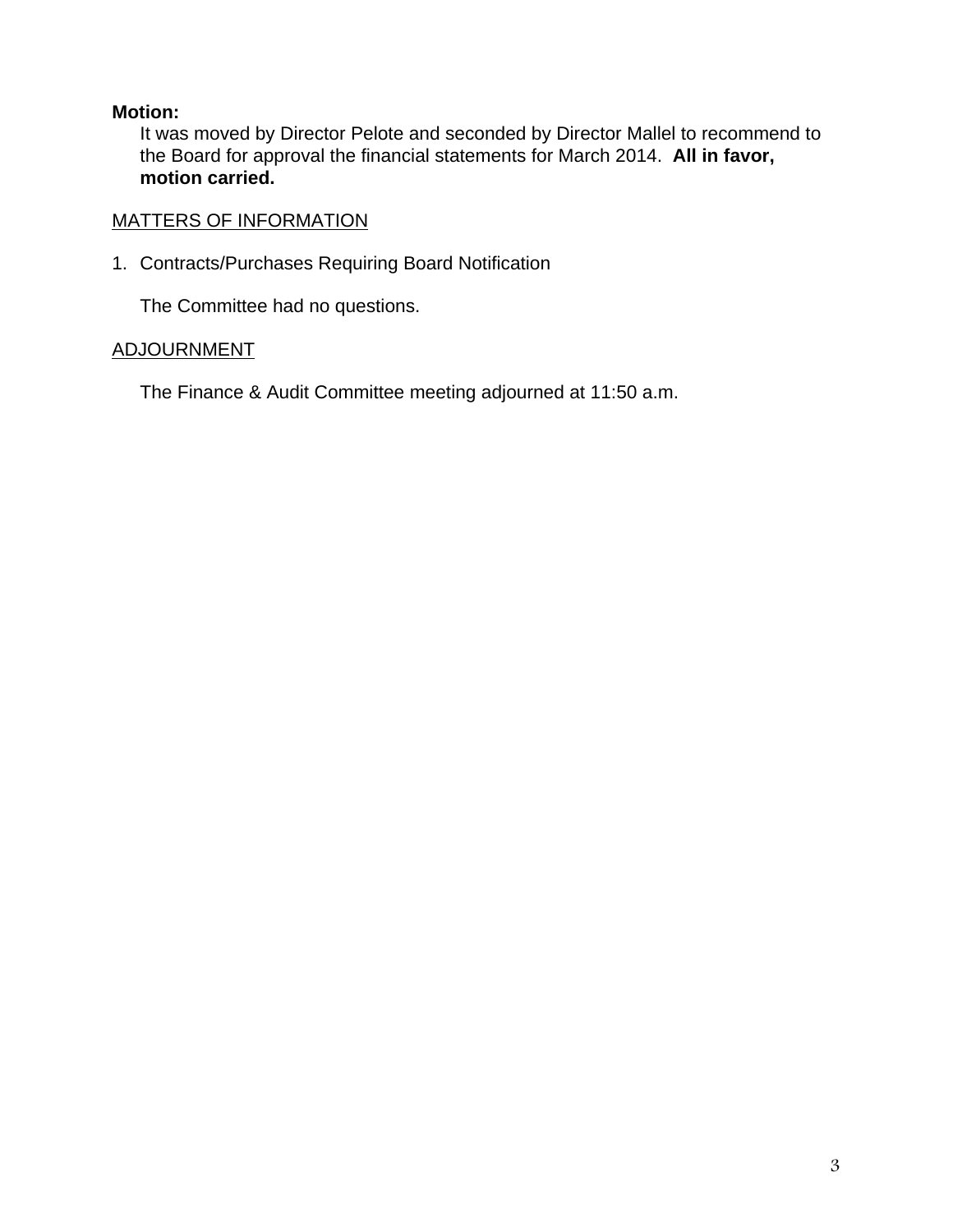**Motion:**

It was moved by Director Pelote and seconded by Director Mallel to recommend to the Board for approval the financial statements for March 2014. **All in favor, motion carried.**

<u>MATTERS OF INFORMATION</u>

1. Contracts/Purchases Requiring Board Notification

   The Committee had no questions.

<u>ADJOURNMENT</u>

The Finance & Audit Committee meeting adjourned at 11:50 a.m.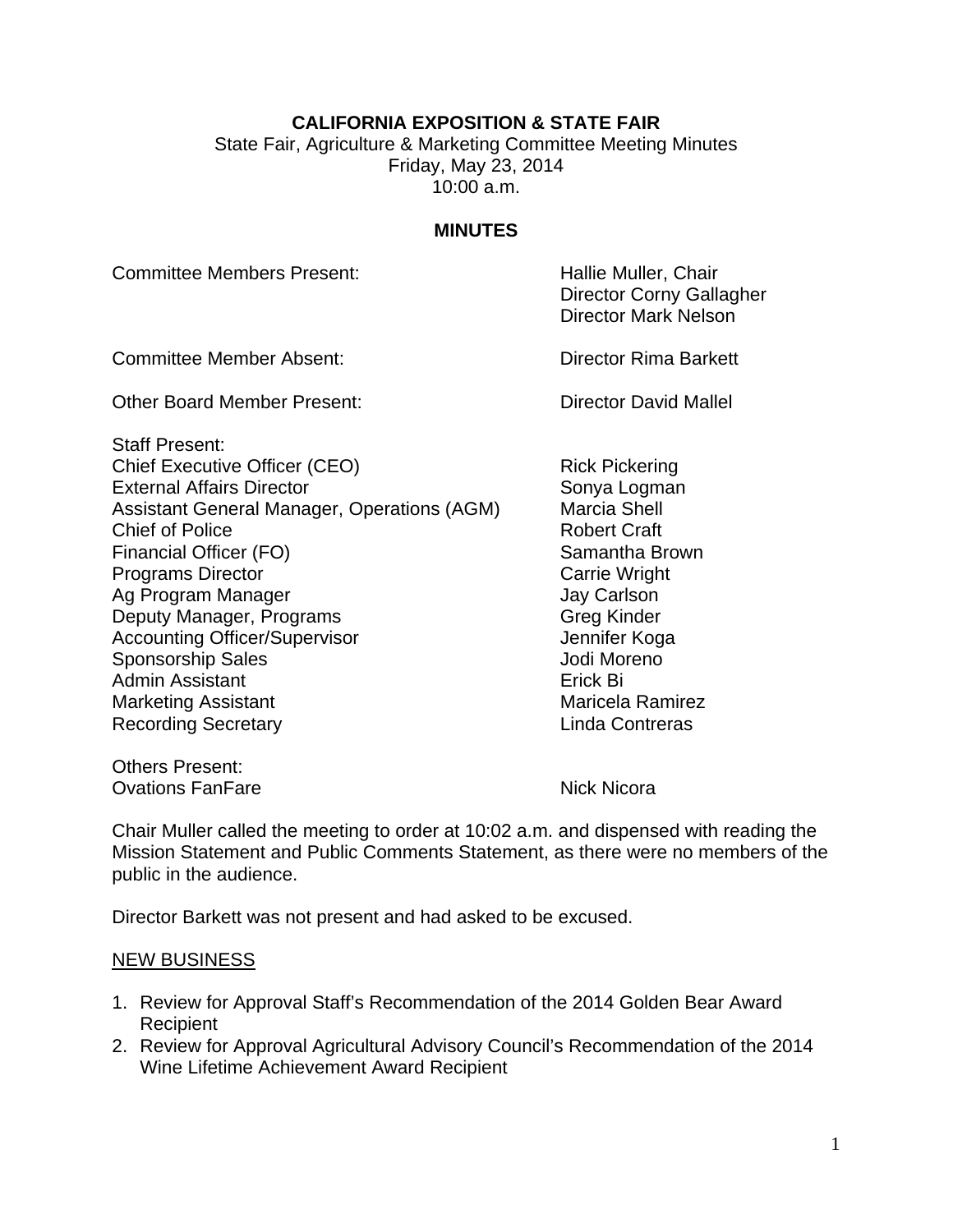**CALIFORNIA EXPOSITION & STATE FAIR**

State Fair, Agriculture & Marketing Committee Meeting Minutes
Friday, May 23, 2014
10:00 a.m.

**MINUTES**

| | |
|---|---|
| Committee Members Present: | Hallie Muller, Chair<br>Director Corny Gallagher<br>Director Mark Nelson |
| Committee Member Absent: | Director Rima Barkett |
| Other Board Member Present: | Director David Mallel |

Staff Present:

| | |
|---|---|
| Chief Executive Officer (CEO) | Rick Pickering |
| External Affairs Director | Sonya Logman |
| Assistant General Manager, Operations (AGM) | Marcia Shell |
| Chief of Police | Robert Craft |
| Financial Officer (FO) | Samantha Brown |
| Programs Director | Carrie Wright |
| Ag Program Manager | Jay Carlson |
| Deputy Manager, Programs | Greg Kinder |
| Accounting Officer/Supervisor | Jennifer Koga |
| Sponsorship Sales | Jodi Moreno |
| Admin Assistant | Erick Bi |
| Marketing Assistant | Maricela Ramirez |
| Recording Secretary | Linda Contreras |

Others Present:

| | |
|---|---|
| Ovations FanFare | Nick Nicora |

Chair Muller called the meeting to order at 10:02 a.m. and dispensed with reading the Mission Statement and Public Comments Statement, as there were no members of the public in the audience.

Director Barkett was not present and had asked to be excused.

NEW BUSINESS

1. Review for Approval Staff's Recommendation of the 2014 Golden Bear Award Recipient
2. Review for Approval Agricultural Advisory Council's Recommendation of the 2014 Wine Lifetime Achievement Award Recipient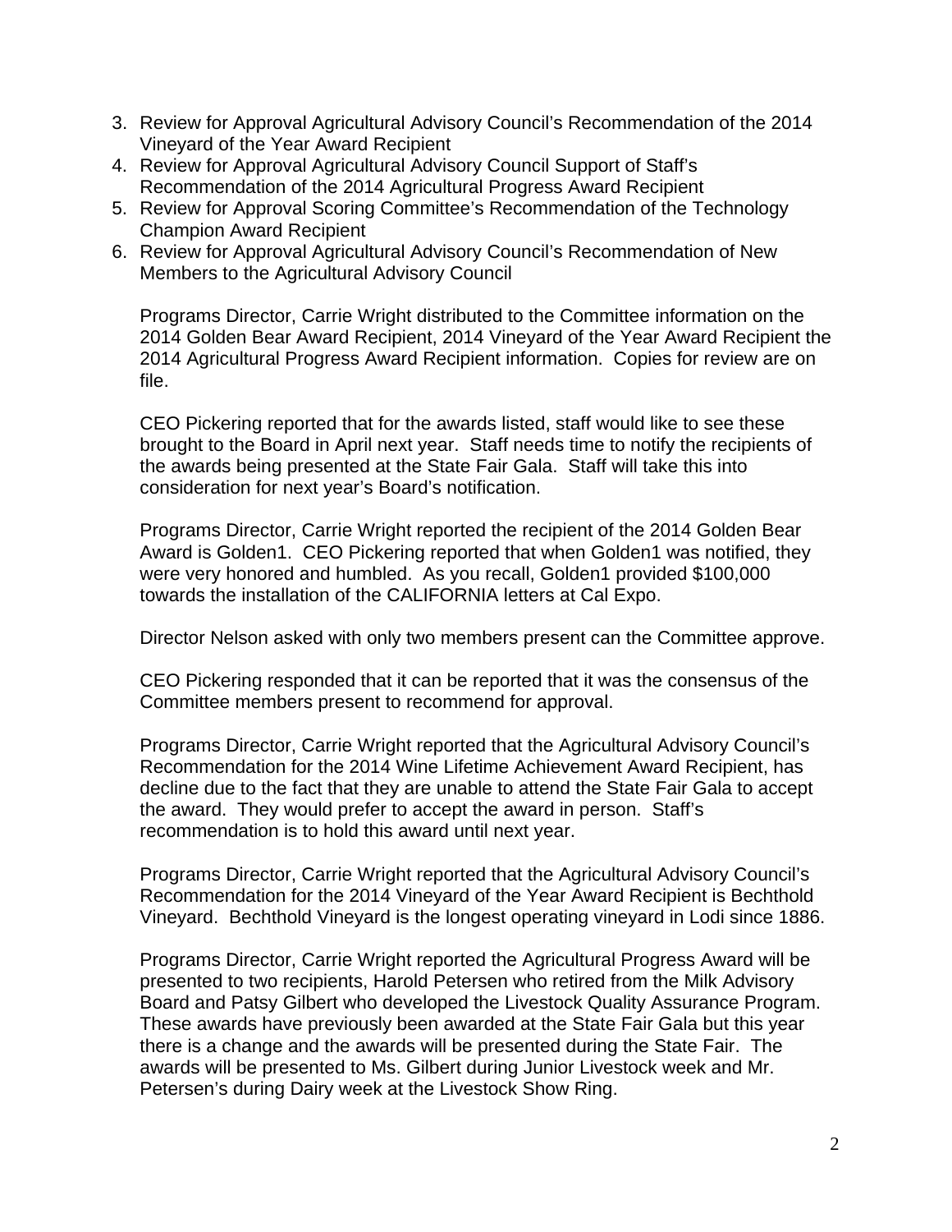3. Review for Approval Agricultural Advisory Council's Recommendation of the 2014 Vineyard of the Year Award Recipient
4. Review for Approval Agricultural Advisory Council Support of Staff's Recommendation of the 2014 Agricultural Progress Award Recipient
5. Review for Approval Scoring Committee's Recommendation of the Technology Champion Award Recipient
6. Review for Approval Agricultural Advisory Council's Recommendation of New Members to the Agricultural Advisory Council

Programs Director, Carrie Wright distributed to the Committee information on the 2014 Golden Bear Award Recipient, 2014 Vineyard of the Year Award Recipient the 2014 Agricultural Progress Award Recipient information. Copies for review are on file.

CEO Pickering reported that for the awards listed, staff would like to see these brought to the Board in April next year. Staff needs time to notify the recipients of the awards being presented at the State Fair Gala. Staff will take this into consideration for next year's Board's notification.

Programs Director, Carrie Wright reported the recipient of the 2014 Golden Bear Award is Golden1. CEO Pickering reported that when Golden1 was notified, they were very honored and humbled. As you recall, Golden1 provided $100,000 towards the installation of the CALIFORNIA letters at Cal Expo.

Director Nelson asked with only two members present can the Committee approve.

CEO Pickering responded that it can be reported that it was the consensus of the Committee members present to recommend for approval.

Programs Director, Carrie Wright reported that the Agricultural Advisory Council's Recommendation for the 2014 Wine Lifetime Achievement Award Recipient, has decline due to the fact that they are unable to attend the State Fair Gala to accept the award. They would prefer to accept the award in person. Staff's recommendation is to hold this award until next year.

Programs Director, Carrie Wright reported that the Agricultural Advisory Council's Recommendation for the 2014 Vineyard of the Year Award Recipient is Bechthold Vineyard. Bechthold Vineyard is the longest operating vineyard in Lodi since 1886.

Programs Director, Carrie Wright reported the Agricultural Progress Award will be presented to two recipients, Harold Petersen who retired from the Milk Advisory Board and Patsy Gilbert who developed the Livestock Quality Assurance Program. These awards have previously been awarded at the State Fair Gala but this year there is a change and the awards will be presented during the State Fair. The awards will be presented to Ms. Gilbert during Junior Livestock week and Mr. Petersen's during Dairy week at the Livestock Show Ring.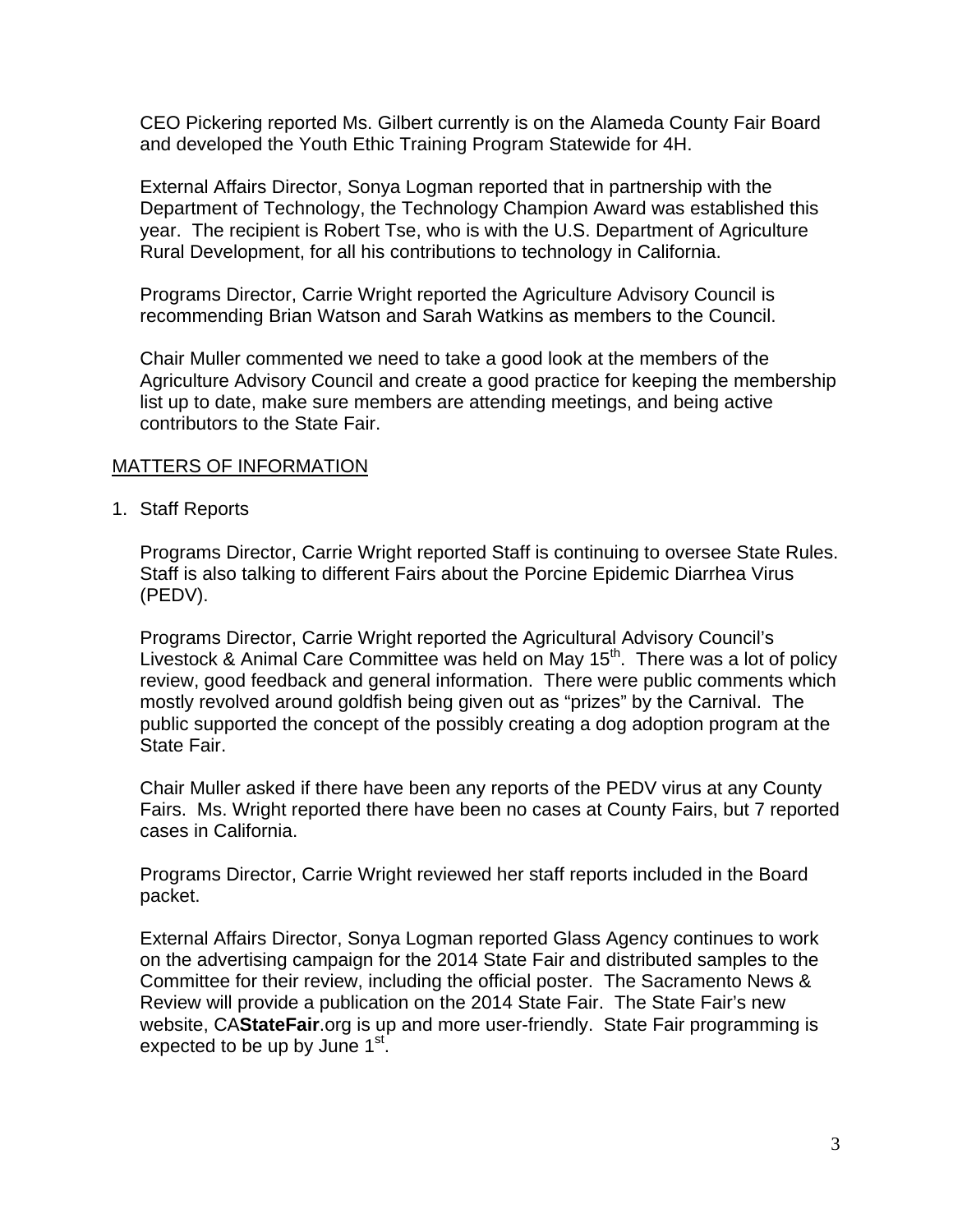CEO Pickering reported Ms. Gilbert currently is on the Alameda County Fair Board and developed the Youth Ethic Training Program Statewide for 4H.

External Affairs Director, Sonya Logman reported that in partnership with the Department of Technology, the Technology Champion Award was established this year. The recipient is Robert Tse, who is with the U.S. Department of Agriculture Rural Development, for all his contributions to technology in California.

Programs Director, Carrie Wright reported the Agriculture Advisory Council is recommending Brian Watson and Sarah Watkins as members to the Council.

Chair Muller commented we need to take a good look at the members of the Agriculture Advisory Council and create a good practice for keeping the membership list up to date, make sure members are attending meetings, and being active contributors to the State Fair.

<u>MATTERS OF INFORMATION</u>

1. Staff Reports

   Programs Director, Carrie Wright reported Staff is continuing to oversee State Rules. Staff is also talking to different Fairs about the Porcine Epidemic Diarrhea Virus (PEDV).

   Programs Director, Carrie Wright reported the Agricultural Advisory Council's Livestock & Animal Care Committee was held on May 15th. There was a lot of policy review, good feedback and general information. There were public comments which mostly revolved around goldfish being given out as "prizes" by the Carnival. The public supported the concept of the possibly creating a dog adoption program at the State Fair.

   Chair Muller asked if there have been any reports of the PEDV virus at any County Fairs. Ms. Wright reported there have been no cases at County Fairs, but 7 reported cases in California.

   Programs Director, Carrie Wright reviewed her staff reports included in the Board packet.

   External Affairs Director, Sonya Logman reported Glass Agency continues to work on the advertising campaign for the 2014 State Fair and distributed samples to the Committee for their review, including the official poster. The Sacramento News & Review will provide a publication on the 2014 State Fair. The State Fair's new website, CA**StateFair**.org is up and more user-friendly. State Fair programming is expected to be up by June 1st.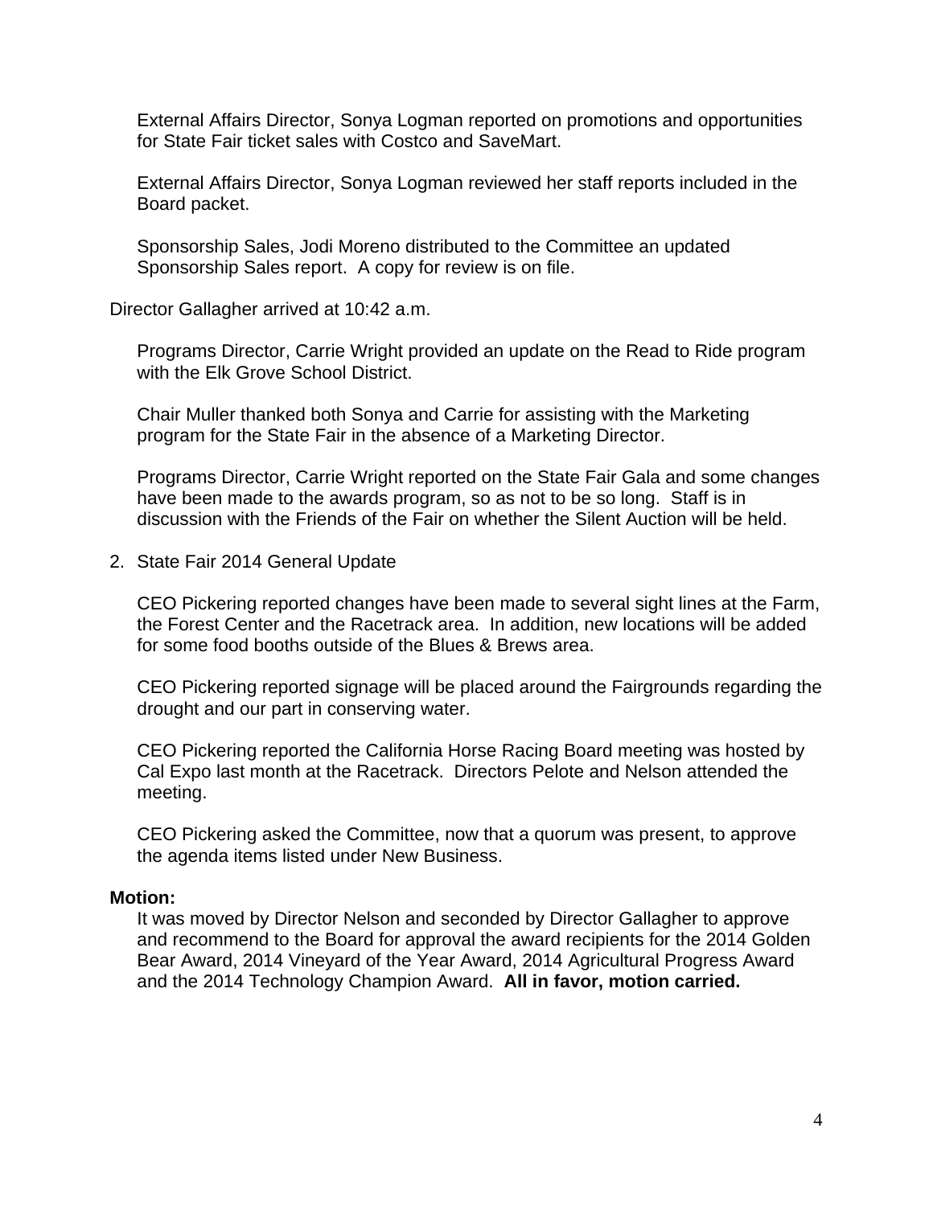External Affairs Director, Sonya Logman reported on promotions and opportunities for State Fair ticket sales with Costco and SaveMart.

External Affairs Director, Sonya Logman reviewed her staff reports included in the Board packet.

Sponsorship Sales, Jodi Moreno distributed to the Committee an updated Sponsorship Sales report. A copy for review is on file.

Director Gallagher arrived at 10:42 a.m.

Programs Director, Carrie Wright provided an update on the Read to Ride program with the Elk Grove School District.

Chair Muller thanked both Sonya and Carrie for assisting with the Marketing program for the State Fair in the absence of a Marketing Director.

Programs Director, Carrie Wright reported on the State Fair Gala and some changes have been made to the awards program, so as not to be so long. Staff is in discussion with the Friends of the Fair on whether the Silent Auction will be held.

2. State Fair 2014 General Update

CEO Pickering reported changes have been made to several sight lines at the Farm, the Forest Center and the Racetrack area. In addition, new locations will be added for some food booths outside of the Blues & Brews area.

CEO Pickering reported signage will be placed around the Fairgrounds regarding the drought and our part in conserving water.

CEO Pickering reported the California Horse Racing Board meeting was hosted by Cal Expo last month at the Racetrack. Directors Pelote and Nelson attended the meeting.

CEO Pickering asked the Committee, now that a quorum was present, to approve the agenda items listed under New Business.

**Motion:**

It was moved by Director Nelson and seconded by Director Gallagher to approve and recommend to the Board for approval the award recipients for the 2014 Golden Bear Award, 2014 Vineyard of the Year Award, 2014 Agricultural Progress Award and the 2014 Technology Champion Award. **All in favor, motion carried.**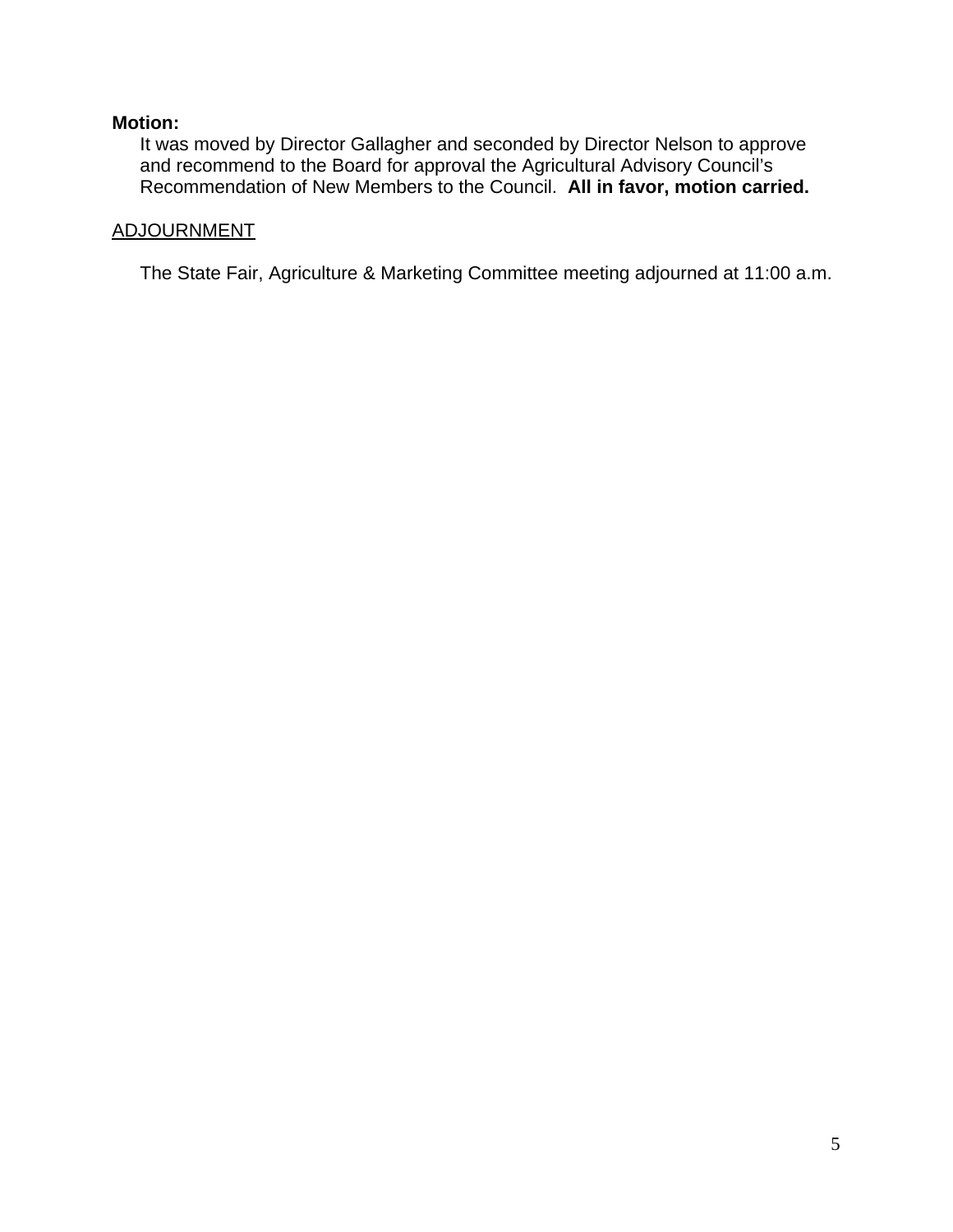**Motion:**

It was moved by Director Gallagher and seconded by Director Nelson to approve and recommend to the Board for approval the Agricultural Advisory Council's Recommendation of New Members to the Council. **All in favor, motion carried.**

<u>ADJOURNMENT</u>

The State Fair, Agriculture & Marketing Committee meeting adjourned at 11:00 a.m.